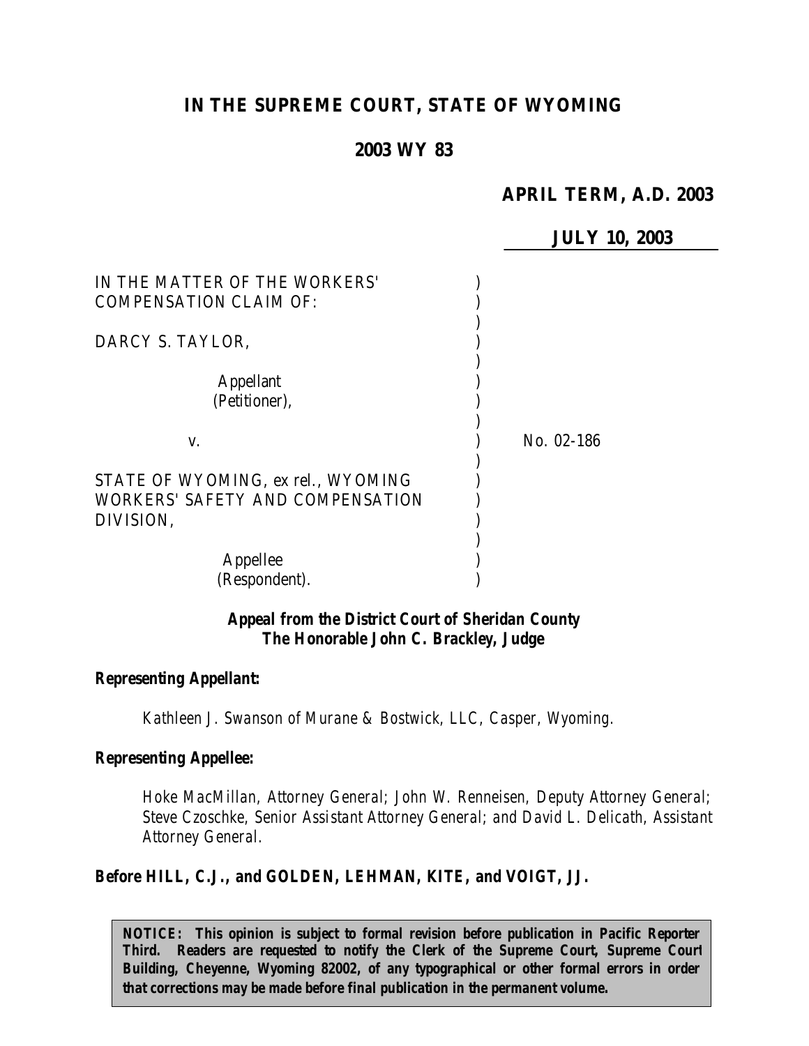# IN THE SUPREME COURT, STATE OF WYOMING

## 2003 WY 83

**APRIL TERM, A.D. 2003**

**JULY 10, 2003**

IN THE MATTER OF THE WORKERS' COMPENSATION CLAIM OF:

DARCY S. TAYLOR,

Appellant
(Petitioner),

v.

No. 02-186

STATE OF WYOMING, ex rel., WYOMING WORKERS' SAFETY AND COMPENSATION DIVISION,

Appellee
(Respondent).

***Appeal from the District Court of Sheridan County***
***The Honorable John C. Brackley, Judge***

***Representing Appellant:***

*Kathleen J. Swanson of Murane & Bostwick, LLC, Casper, Wyoming.*

***Representing Appellee:***

*Hoke MacMillan, Attorney General; John W. Renneisen, Deputy Attorney General; Steve Czoschke, Senior Assistant Attorney General; and David L. Delicath, Assistant Attorney General.*

**Before HILL, C.J., and GOLDEN, LEHMAN, KITE, and VOIGT, JJ.**

**NOTICE: This opinion is subject to formal revision before publication in Pacific Reporter Third. Readers are requested to notify the Clerk of the Supreme Court, Supreme Court Building, Cheyenne, Wyoming 82002, of any typographical or other formal errors in order that corrections may be made before final publication in the permanent volume.**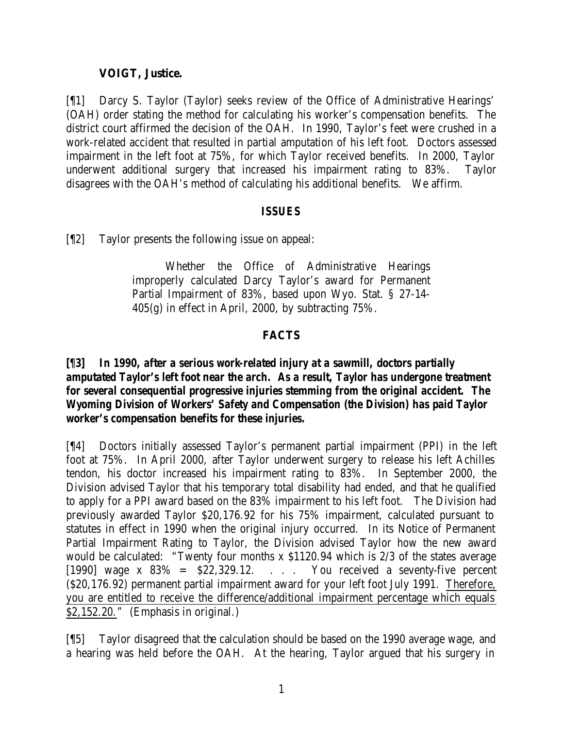**VOIGT, Justice.**

[¶1] Darcy S. Taylor (Taylor) seeks review of the Office of Administrative Hearings' (OAH) order stating the method for calculating his worker's compensation benefits. The district court affirmed the decision of the OAH. In 1990, Taylor's feet were crushed in a work-related accident that resulted in partial amputation of his left foot. Doctors assessed impairment in the left foot at 75%, for which Taylor received benefits. In 2000, Taylor underwent additional surgery that increased his impairment rating to 83%. Taylor disagrees with the OAH's method of calculating his additional benefits. We affirm.

## ISSUES

[¶2] Taylor presents the following issue on appeal:

> Whether the Office of Administrative Hearings improperly calculated Darcy Taylor's award for Permanent Partial Impairment of 83%, based upon Wyo. Stat. § 27-14-405(g) in effect in April, 2000, by subtracting 75%.

## FACTS

**[¶3] In 1990, after a serious work-related injury at a sawmill, doctors partially amputated Taylor's left foot near the arch. As a result, Taylor has undergone treatment for several consequential progressive injuries stemming from the original accident. The Wyoming Division of Workers' Safety and Compensation (the Division) has paid Taylor worker's compensation benefits for these injuries.**

[¶4] Doctors initially assessed Taylor's permanent partial impairment (PPI) in the left foot at 75%. In April 2000, after Taylor underwent surgery to release his left Achilles tendon, his doctor increased his impairment rating to 83%. In September 2000, the Division advised Taylor that his temporary total disability had ended, and that he qualified to apply for a PPI award based on the 83% impairment to his left foot. The Division had previously awarded Taylor $20,176.92 for his 75% impairment, calculated pursuant to statutes in effect in 1990 when the original injury occurred. In its Notice of Permanent Partial Impairment Rating to Taylor, the Division advised Taylor how the new award would be calculated: "Twenty four months x $1120.94 which is 2/3 of the states average [1990] wage x 83% = $22,329.12. . . . You received a seventy-five percent ($20,176.92) permanent partial impairment award for your left foot July 1991. <u>Therefore, you are entitled to receive the difference/additional impairment percentage which equals $2,152.20.</u>" (Emphasis in original.)

[¶5] Taylor disagreed that the calculation should be based on the 1990 average wage, and a hearing was held before the OAH. At the hearing, Taylor argued that his surgery in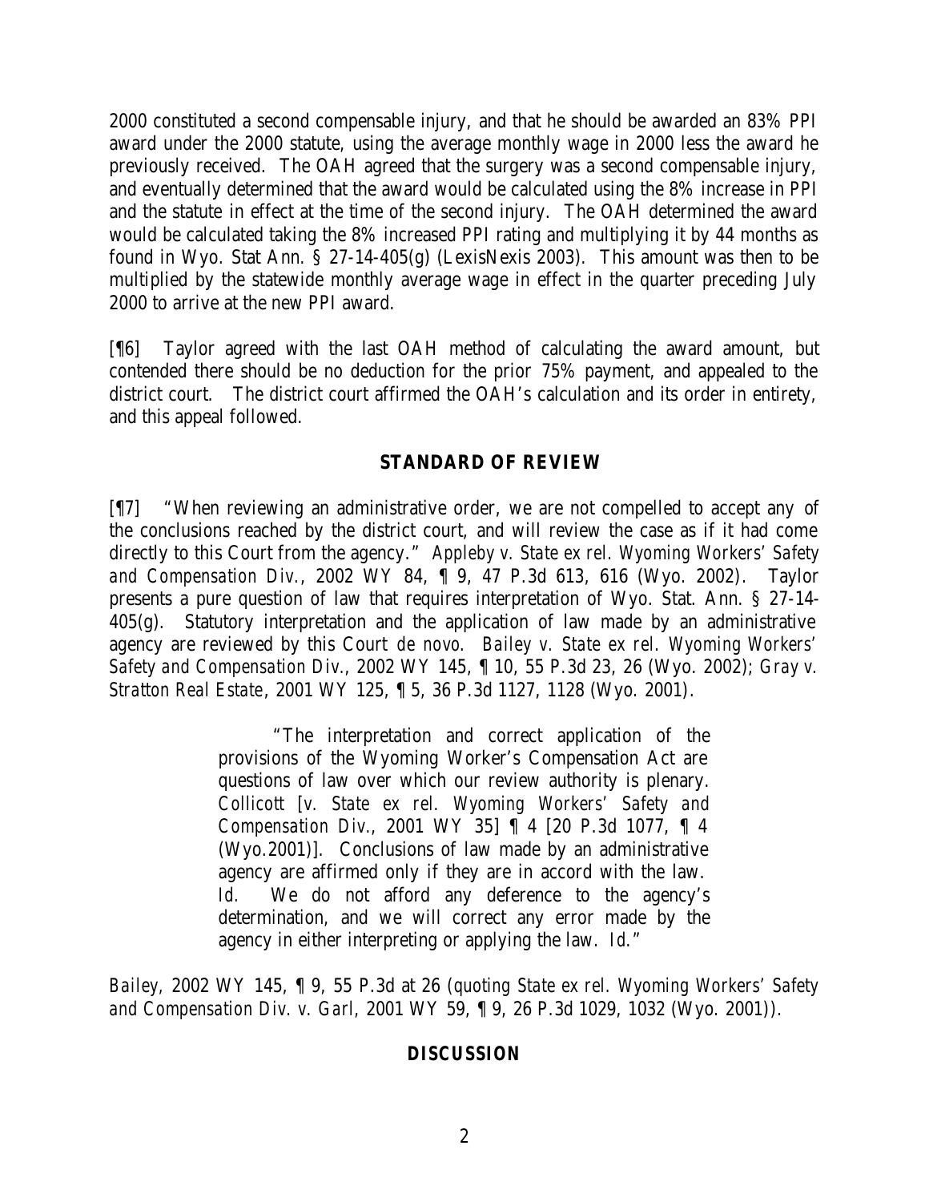2000 constituted a second compensable injury, and that he should be awarded an 83% PPI award under the 2000 statute, using the average monthly wage in 2000 less the award he previously received. The OAH agreed that the surgery was a second compensable injury, and eventually determined that the award would be calculated using the 8% increase in PPI and the statute in effect at the time of the second injury. The OAH determined the award would be calculated taking the 8% increased PPI rating and multiplying it by 44 months as found in Wyo. Stat Ann. § 27-14-405(g) (LexisNexis 2003). This amount was then to be multiplied by the statewide monthly average wage in effect in the quarter preceding July 2000 to arrive at the new PPI award.

[¶6] Taylor agreed with the last OAH method of calculating the award amount, but contended there should be no deduction for the prior 75% payment, and appealed to the district court. The district court affirmed the OAH's calculation and its order in entirety, and this appeal followed.

## STANDARD OF REVIEW

[¶7] "When reviewing an administrative order, we are not compelled to accept any of the conclusions reached by the district court, and will review the case as if it had come directly to this Court from the agency." *Appleby v. State ex rel. Wyoming Workers' Safety and Compensation Div.*, 2002 WY 84, ¶ 9, 47 P.3d 613, 616 (Wyo. 2002). Taylor presents a pure question of law that requires interpretation of Wyo. Stat. Ann. § 27-14-405(g). Statutory interpretation and the application of law made by an administrative agency are reviewed by this Court *de novo*. *Bailey v. State ex rel. Wyoming Workers' Safety and Compensation Div.*, 2002 WY 145, ¶ 10, 55 P.3d 23, 26 (Wyo. 2002); *Gray v. Stratton Real Estate*, 2001 WY 125, ¶ 5, 36 P.3d 1127, 1128 (Wyo. 2001).

> "The interpretation and correct application of the provisions of the Wyoming Worker's Compensation Act are questions of law over which our review authority is plenary. *Collicott [v. State ex rel. Wyoming Workers' Safety and Compensation Div.*, 2001 WY 35] ¶ 4 [20 P.3d 1077, ¶ 4 (Wyo.2001)]. Conclusions of law made by an administrative agency are affirmed only if they are in accord with the law. *Id.* We do not afford any deference to the agency's determination, and we will correct any error made by the agency in either interpreting or applying the law. *Id.*"

*Bailey*, 2002 WY 145, ¶ 9, 55 P.3d at 26 (*quoting State ex rel. Wyoming Workers' Safety and Compensation Div. v. Garl*, 2001 WY 59, ¶ 9, 26 P.3d 1029, 1032 (Wyo. 2001)).

## DISCUSSION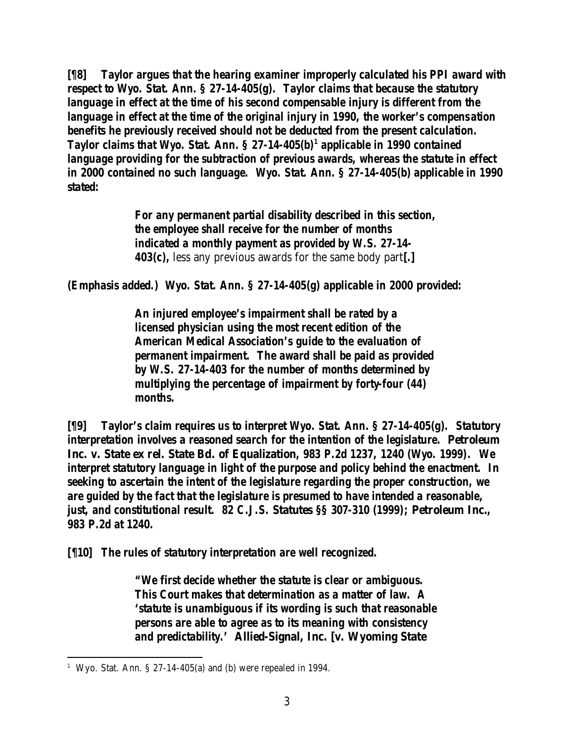[¶8] Taylor argues that the hearing examiner improperly calculated his PPI award with respect to Wyo. Stat. Ann. § 27-14-405(g). Taylor claims that because the statutory language in effect at the time of his second compensable injury is different from the language in effect at the time of the original injury in 1990, the worker's compensation benefits he previously received should not be deducted from the present calculation. Taylor claims that Wyo. Stat. Ann. § 27-14-405(b)[1] applicable in 1990 contained language providing for the subtraction of previous awards, whereas the statute in effect in 2000 contained no such language. Wyo. Stat. Ann. § 27-14-405(b) applicable in 1990 stated:

> For any permanent partial disability described in this section, the employee shall receive for the number of months indicated a monthly payment as provided by W.S. 27-14-403(c), *less any previous awards for the same body part*[.]

(Emphasis added.) Wyo. Stat. Ann. § 27-14-405(g) applicable in 2000 provided:

> An injured employee's impairment shall be rated by a licensed physician using the most recent edition of the American Medical Association's guide to the evaluation of permanent impairment. The award shall be paid as provided by W.S. 27-14-403 for the number of months determined by multiplying the percentage of impairment by forty-four (44) months.

[¶9] Taylor's claim requires us to interpret Wyo. Stat. Ann. § 27-14-405(g). Statutory interpretation involves a reasoned search for the intention of the legislature. *Petroleum Inc. v. State ex rel. State Bd. of Equalization*, 983 P.2d 1237, 1240 (Wyo. 1999). We interpret statutory language in light of the purpose and policy behind the enactment. In seeking to ascertain the intent of the legislature regarding the proper construction, we are guided by the fact that the legislature is presumed to have intended a reasonable, just, and constitutional result. 82 C.J.S. *Statutes* §§ 307-310 (1999); *Petroleum Inc.*, 983 P.2d at 1240.

[¶10] The rules of statutory interpretation are well recognized.

> "We first decide whether the statute is clear or ambiguous. This Court makes that determination as a matter of law. A 'statute is unambiguous if its wording is such that reasonable persons are able to agree as to its meaning with consistency and predictability.' *Allied-Signal, Inc. [v. Wyoming State*

---

[1] Wyo. Stat. Ann. § 27-14-405(a) and (b) were repealed in 1994.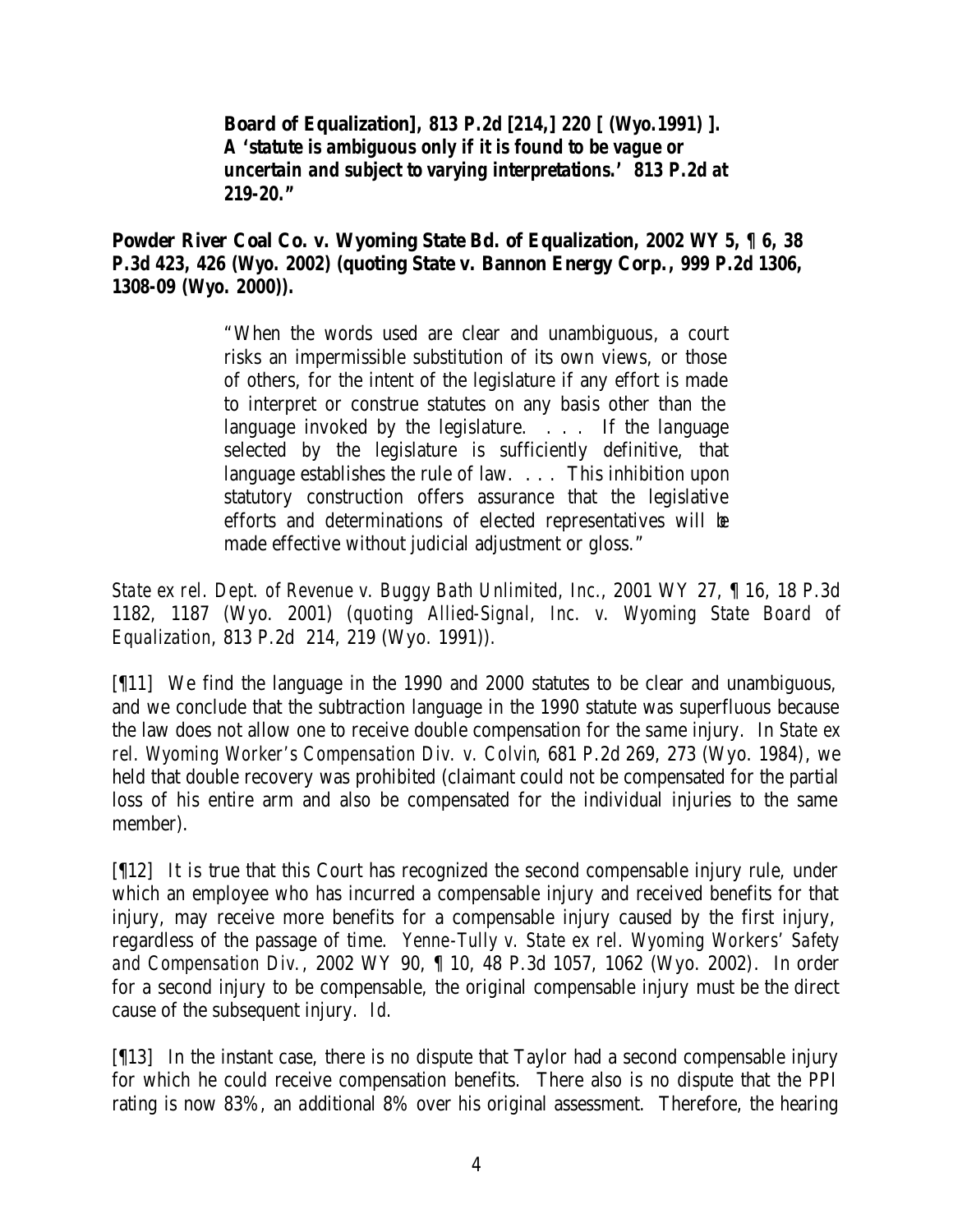> **Board of Equalization], 813 P.2d [214,] 220 [ (Wyo.1991) ]. A 'statute is ambiguous only if it is found to be vague or uncertain and subject to varying interpretations.' 813 P.2d at 219-20."**

**Powder River Coal Co. v. Wyoming State Bd. of Equalization, 2002 WY 5, ¶ 6, 38 P.3d 423, 426 (Wyo. 2002) (quoting State v. Bannon Energy Corp., 999 P.2d 1306, 1308-09 (Wyo. 2000)).**

> "When the words used are clear and unambiguous, a court risks an impermissible substitution of its own views, or those of others, for the intent of the legislature if any effort is made to interpret or construe statutes on any basis other than the language invoked by the legislature. . . . If the language selected by the legislature is sufficiently definitive, that language establishes the rule of law. . . . This inhibition upon statutory construction offers assurance that the legislative efforts and determinations of elected representatives will be made effective without judicial adjustment or gloss."

*State ex rel. Dept. of Revenue v. Buggy Bath Unlimited, Inc.*, 2001 WY 27, ¶ 16, 18 P.3d 1182, 1187 (Wyo. 2001) (quoting *Allied-Signal, Inc. v. Wyoming State Board of Equalization*, 813 P.2d 214, 219 (Wyo. 1991)).

[¶11] We find the language in the 1990 and 2000 statutes to be clear and unambiguous, and we conclude that the subtraction language in the 1990 statute was superfluous because the law does not allow one to receive double compensation for the same injury. In *State ex rel. Wyoming Worker's Compensation Div. v. Colvin*, 681 P.2d 269, 273 (Wyo. 1984), we held that double recovery was prohibited (claimant could not be compensated for the partial loss of his entire arm and also be compensated for the individual injuries to the same member).

[¶12] It is true that this Court has recognized the second compensable injury rule, under which an employee who has incurred a compensable injury and received benefits for that injury, may receive more benefits for a compensable injury caused by the first injury, regardless of the passage of time. *Yenne-Tully v. State ex rel. Wyoming Workers' Safety and Compensation Div.*, 2002 WY 90, ¶ 10, 48 P.3d 1057, 1062 (Wyo. 2002). In order for a second injury to be compensable, the original compensable injury must be the direct cause of the subsequent injury. *Id.*

[¶13] In the instant case, there is no dispute that Taylor had a second compensable injury for which he could receive compensation benefits. There also is no dispute that the PPI rating is now 83%, an additional 8% over his original assessment. Therefore, the hearing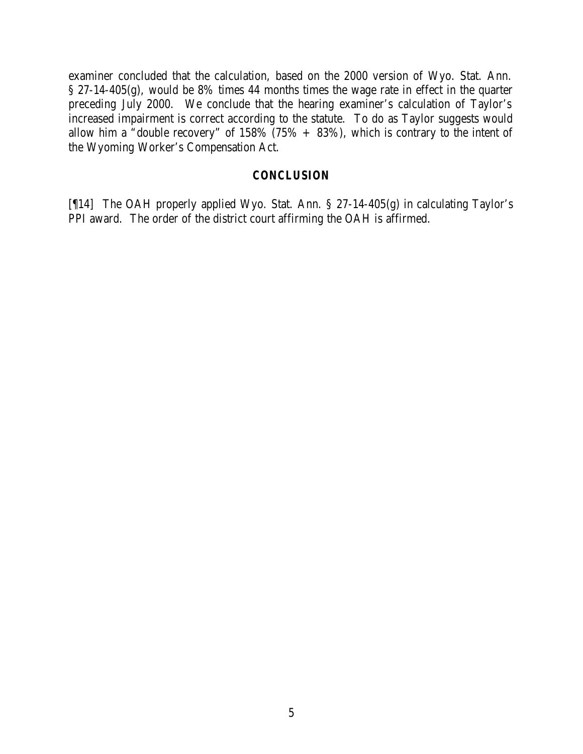examiner concluded that the calculation, based on the 2000 version of Wyo. Stat. Ann. § 27-14-405(g), would be 8% times 44 months times the wage rate in effect in the quarter preceding July 2000. We conclude that the hearing examiner's calculation of Taylor's increased impairment is correct according to the statute. To do as Taylor suggests would allow him a "double recovery" of 158% (75% + 83%), which is contrary to the intent of the Wyoming Worker's Compensation Act.

## CONCLUSION

[¶14] The OAH properly applied Wyo. Stat. Ann. § 27-14-405(g) in calculating Taylor's PPI award. The order of the district court affirming the OAH is affirmed.